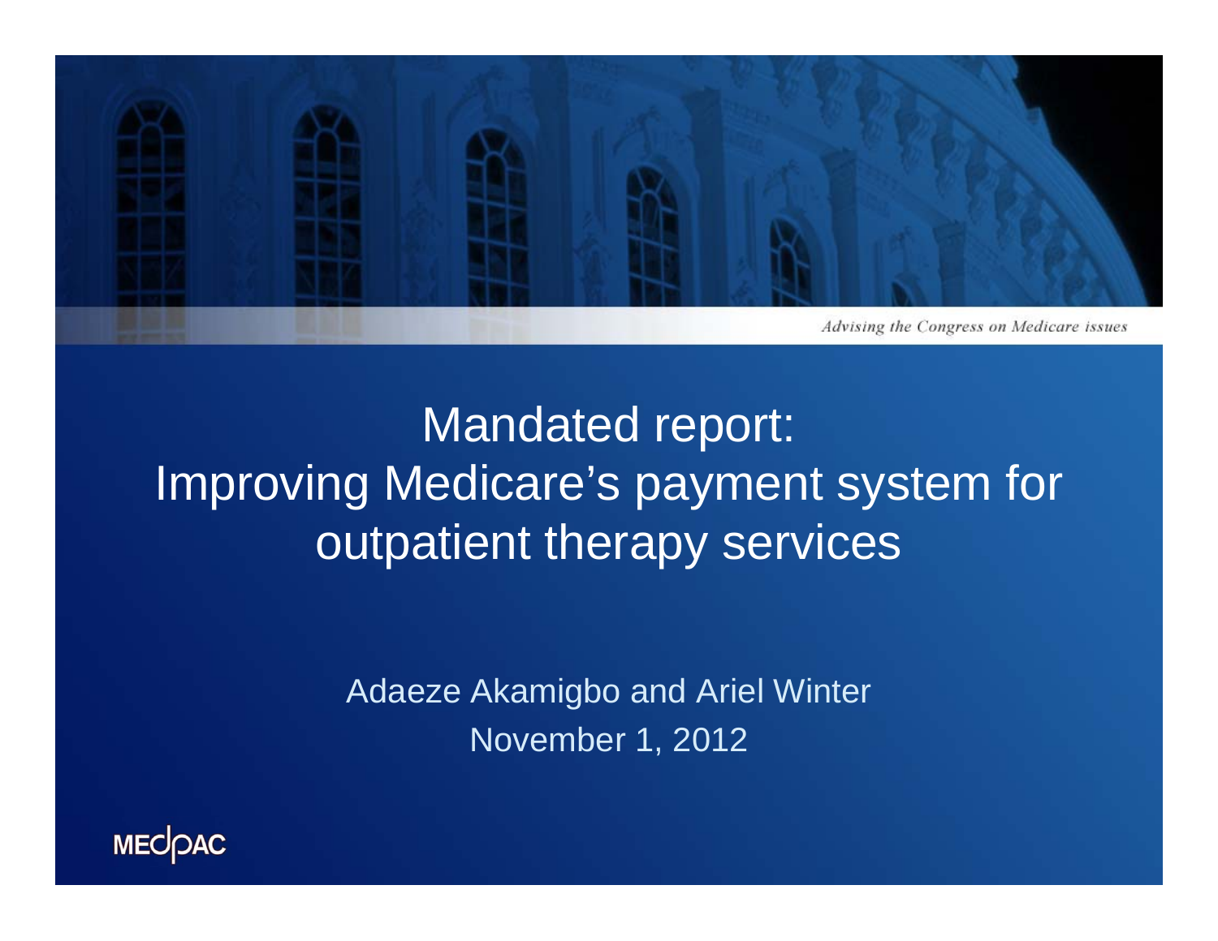*Advising the Congress on Medicare issues*

# Mandated report: Improving Medicare's payment system for outpatient therapy services

Adaeze Akamigbo and Ariel Winter

November 1, 2012

MEDPAC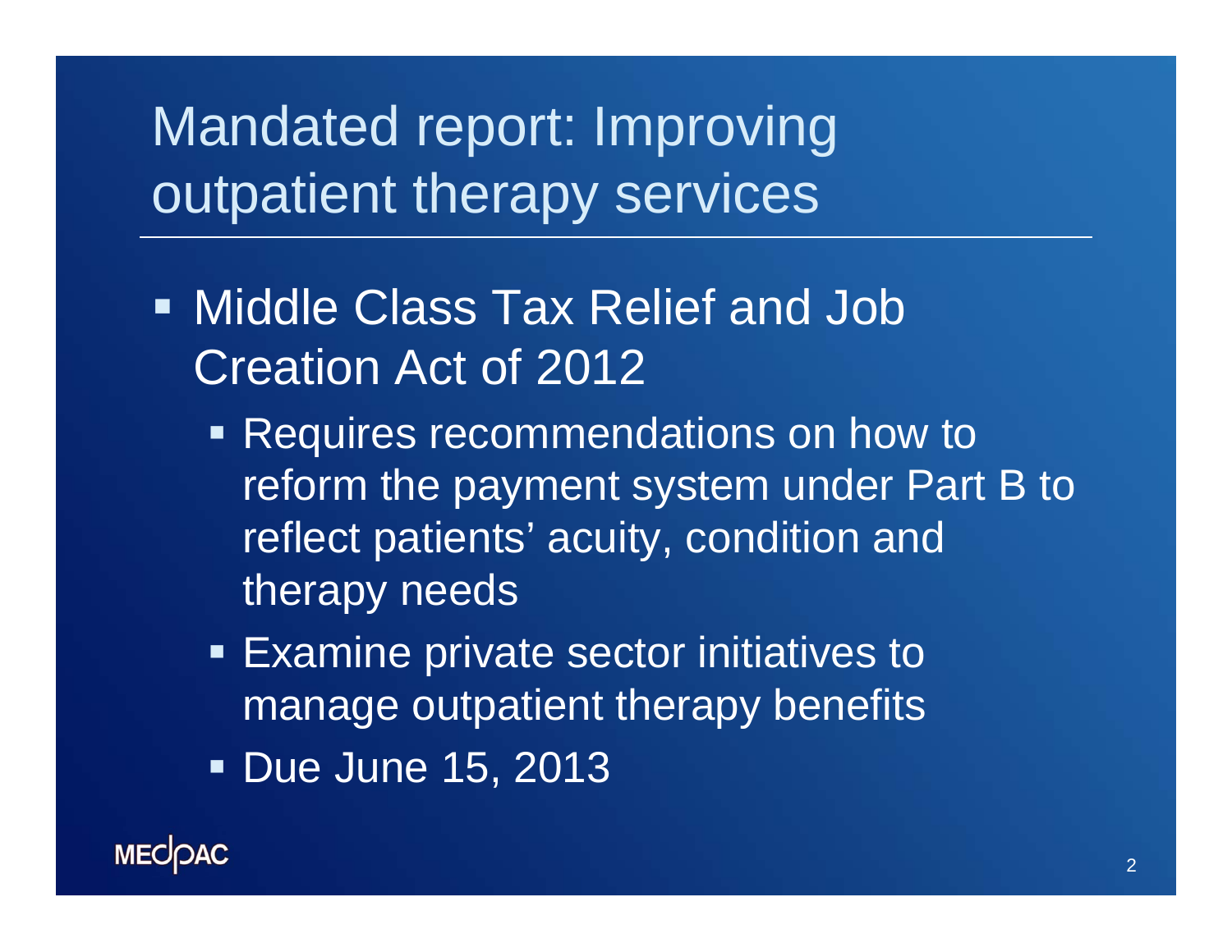# Mandated report: Improving outpatient therapy services

- Middle Class Tax Relief and Job Creation Act of 2012
  - Requires recommendations on how to reform the payment system under Part B to reflect patients' acuity, condition and therapy needs
  - Examine private sector initiatives to manage outpatient therapy benefits
  - Due June 15, 2013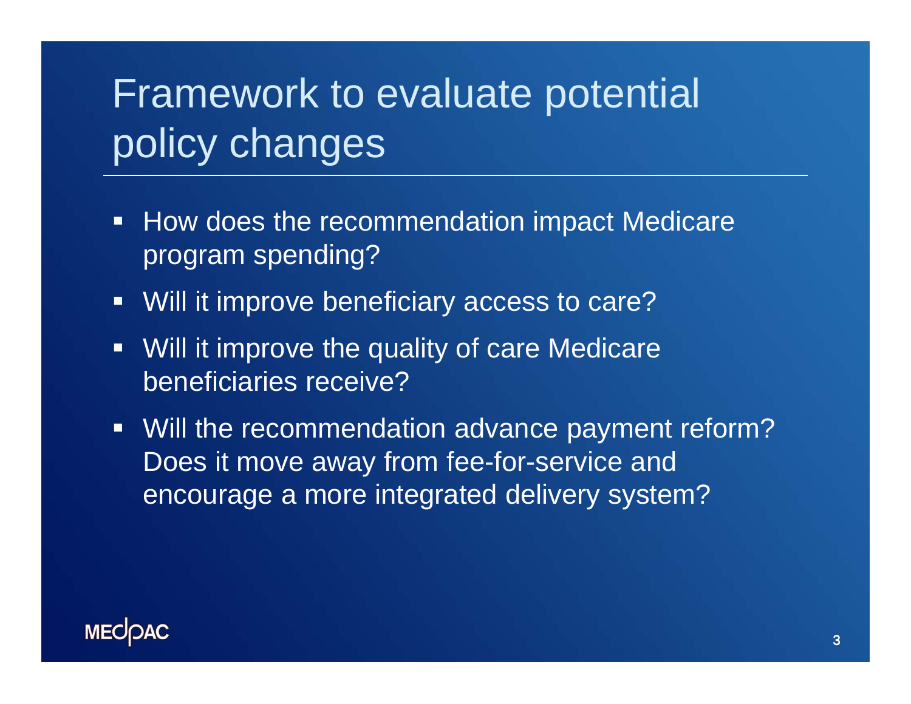# Framework to evaluate potential policy changes

- How does the recommendation impact Medicare program spending?
- Will it improve beneficiary access to care?
- Will it improve the quality of care Medicare beneficiaries receive?
- Will the recommendation advance payment reform? Does it move away from fee-for-service and encourage a more integrated delivery system?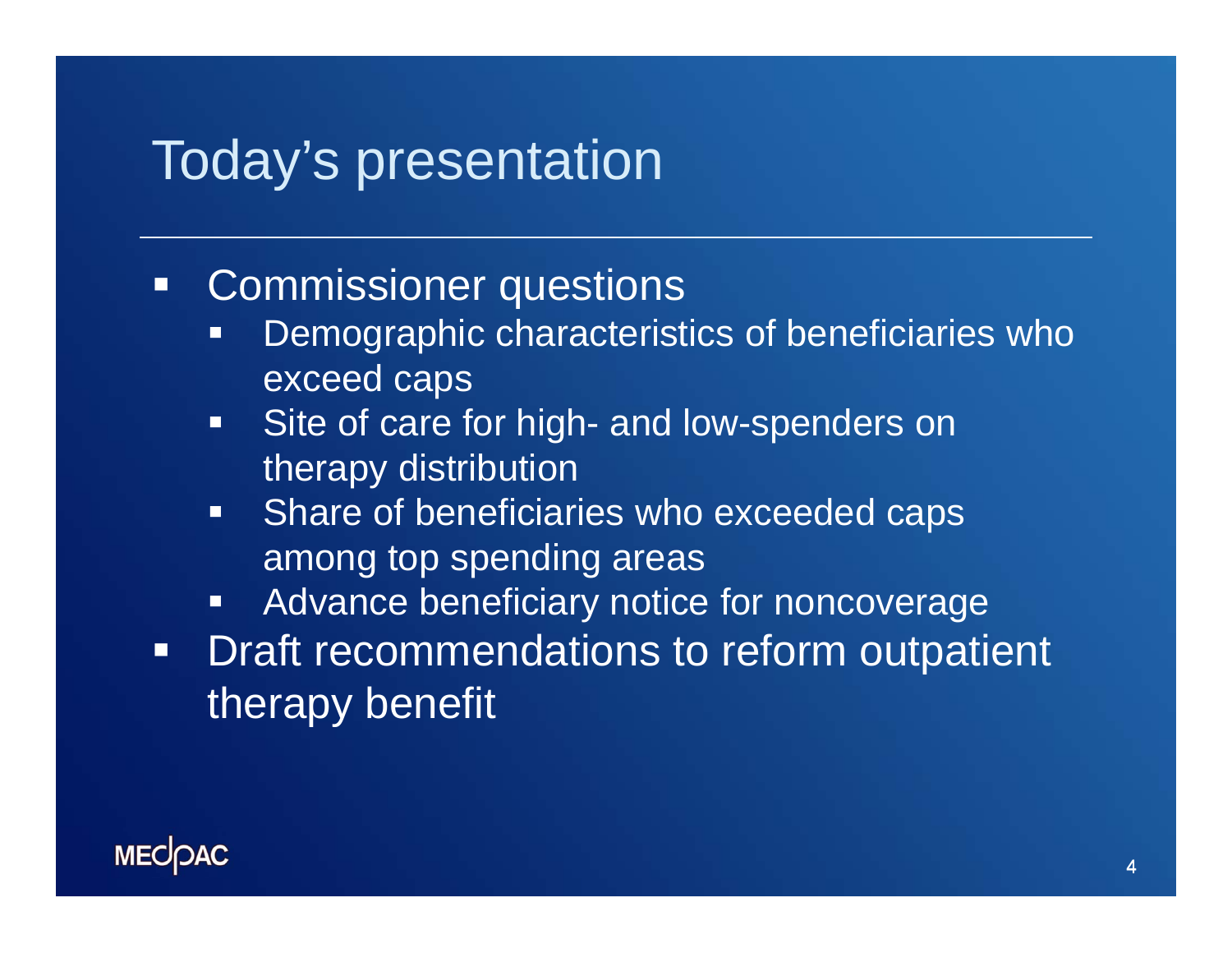# Today's presentation

- Commissioner questions
  - Demographic characteristics of beneficiaries who exceed caps
  - Site of care for high- and low-spenders on therapy distribution
  - Share of beneficiaries who exceeded caps among top spending areas
  - Advance beneficiary notice for noncoverage
- Draft recommendations to reform outpatient therapy benefit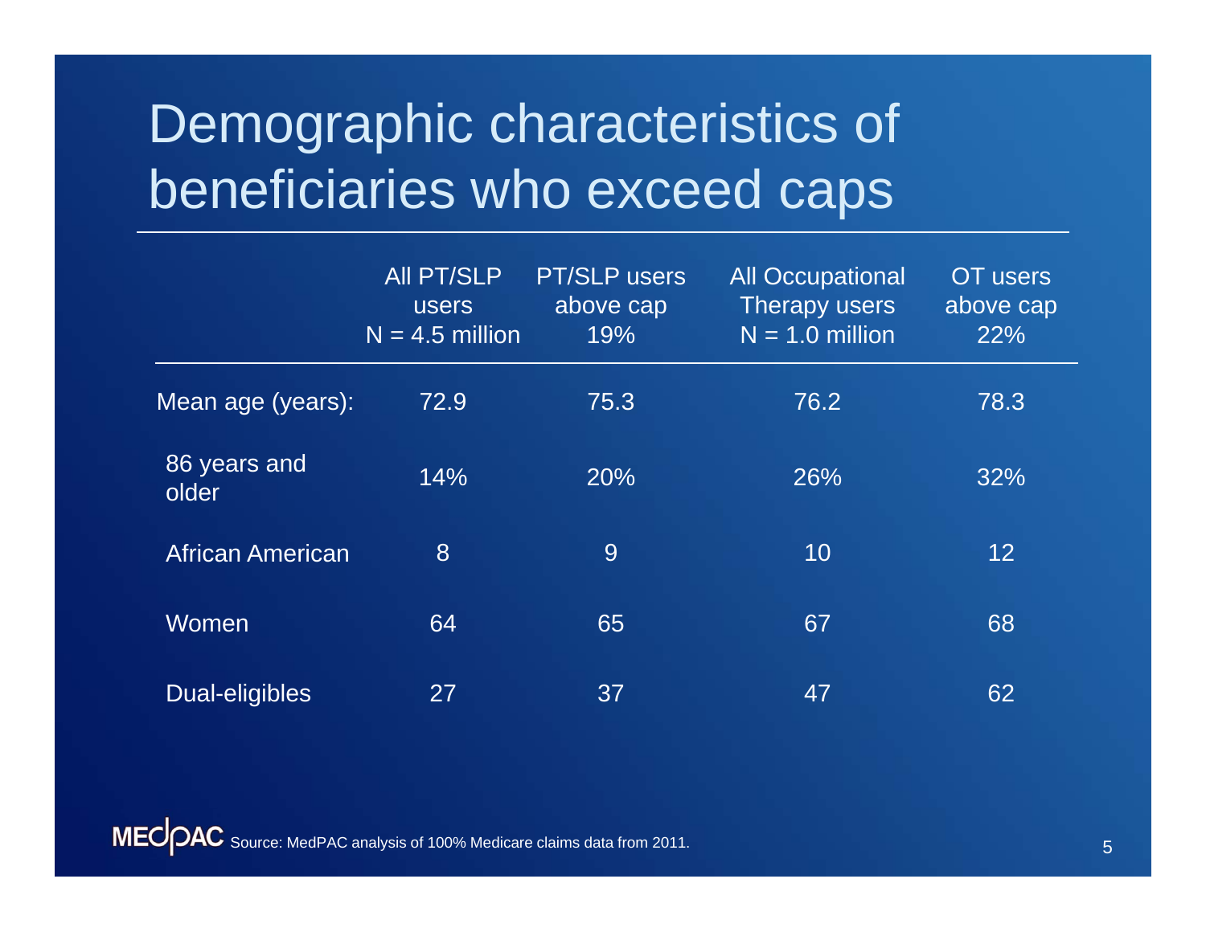# Demographic characteristics of beneficiaries who exceed caps

| | All PT/SLP users N = 4.5 million | PT/SLP users above cap 19% | All Occupational Therapy users N = 1.0 million | OT users above cap 22% |
|---|---|---|---|---|
| Mean age (years): | 72.9 | 75.3 | 76.2 | 78.3 |
| 86 years and older | 14% | 20% | 26% | 32% |
| African American | 8 | 9 | 10 | 12 |
| Women | 64 | 65 | 67 | 68 |
| Dual-eligibles | 27 | 37 | 47 | 62 |

MEDPAC Source: MedPAC analysis of 100% Medicare claims data from 2011.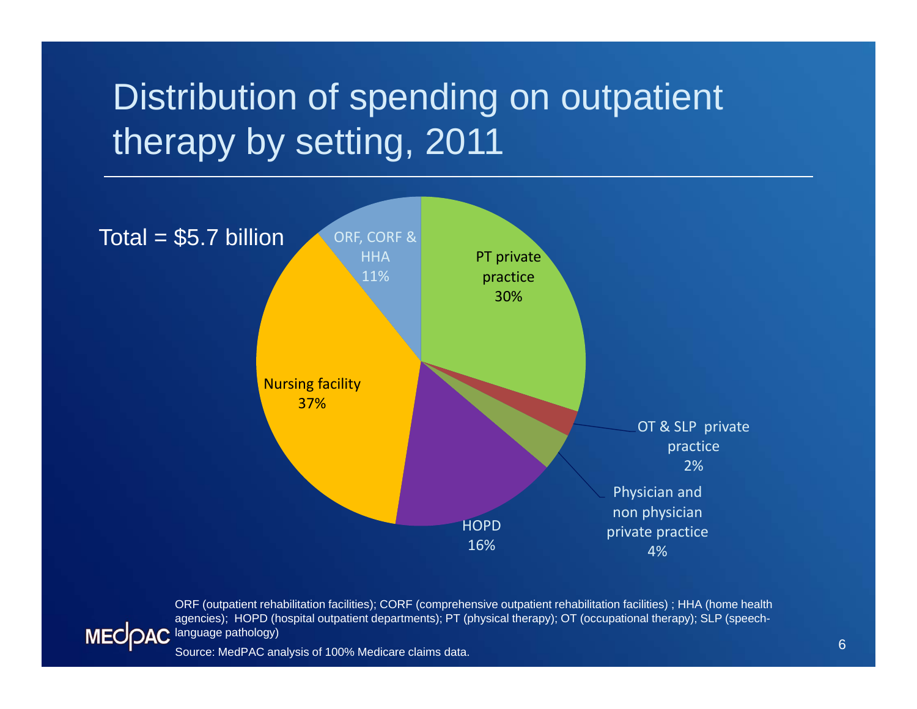# Distribution of spending on outpatient therapy by setting, 2011

Total = $5.7 billion

| Setting | Share |
|---|---|
| PT private practice | 30% |
| OT & SLP private practice | 2% |
| Physician and non physician private practice | 4% |
| HOPD | 16% |
| Nursing facility | 37% |
| ORF, CORF & HHA | 11% |

ORF (outpatient rehabilitation facilities); CORF (comprehensive outpatient rehabilitation facilities) ; HHA (home health agencies); HOPD (hospital outpatient departments); PT (physical therapy); OT (occupational therapy); SLP (speech-language pathology)

Source: MedPAC analysis of 100% Medicare claims data.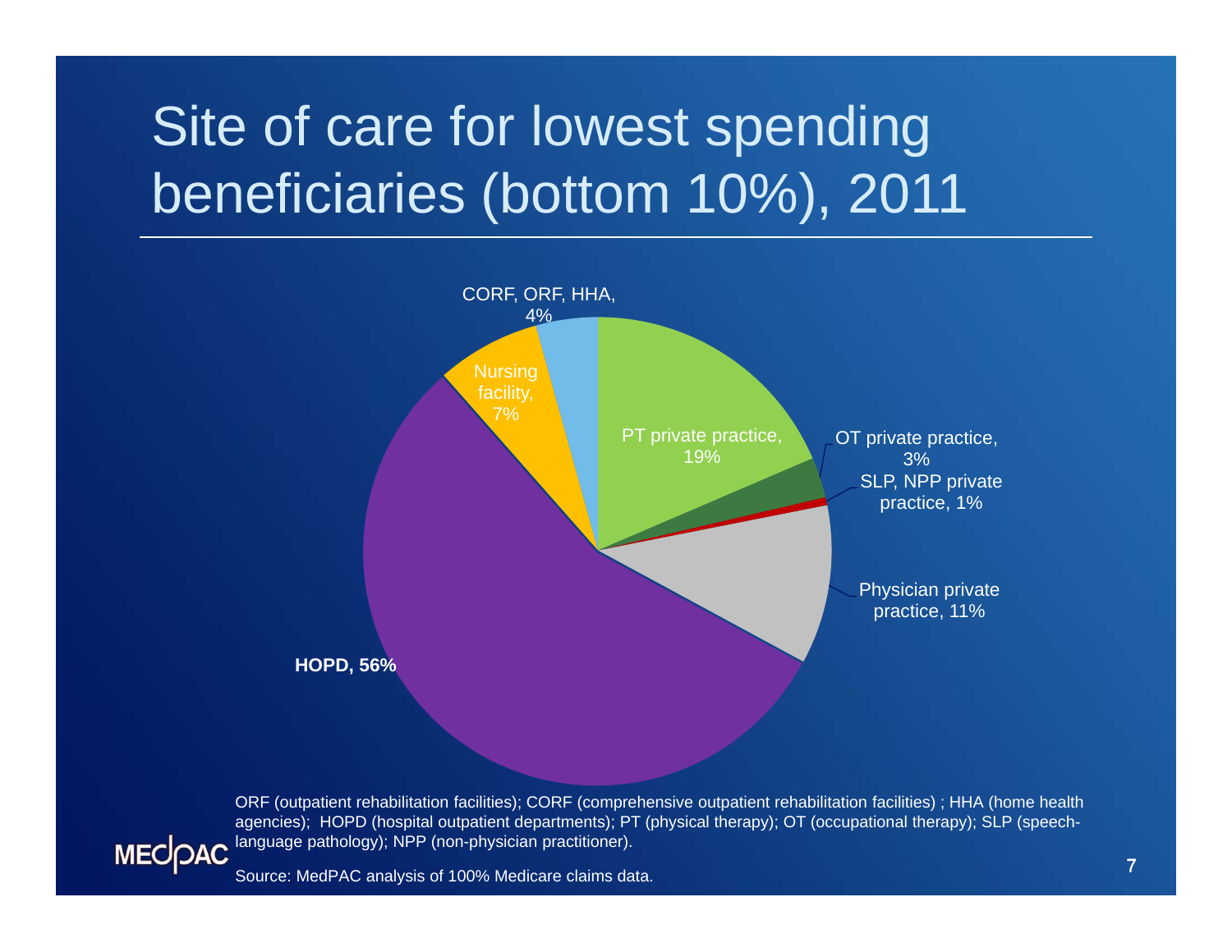# Site of care for lowest spending beneficiaries (bottom 10%), 2011

| Site of care | Share |
|---|---|
| HOPD | 56% |
| PT private practice | 19% |
| Physician private practice | 11% |
| Nursing facility | 7% |
| CORF, ORF, HHA | 4% |
| OT private practice | 3% |
| SLP, NPP private practice | 1% |

ORF (outpatient rehabilitation facilities); CORF (comprehensive outpatient rehabilitation facilities) ; HHA (home health agencies); HOPD (hospital outpatient departments); PT (physical therapy); OT (occupational therapy); SLP (speech-language pathology); NPP (non-physician practitioner).

Source: MedPAC analysis of 100% Medicare claims data.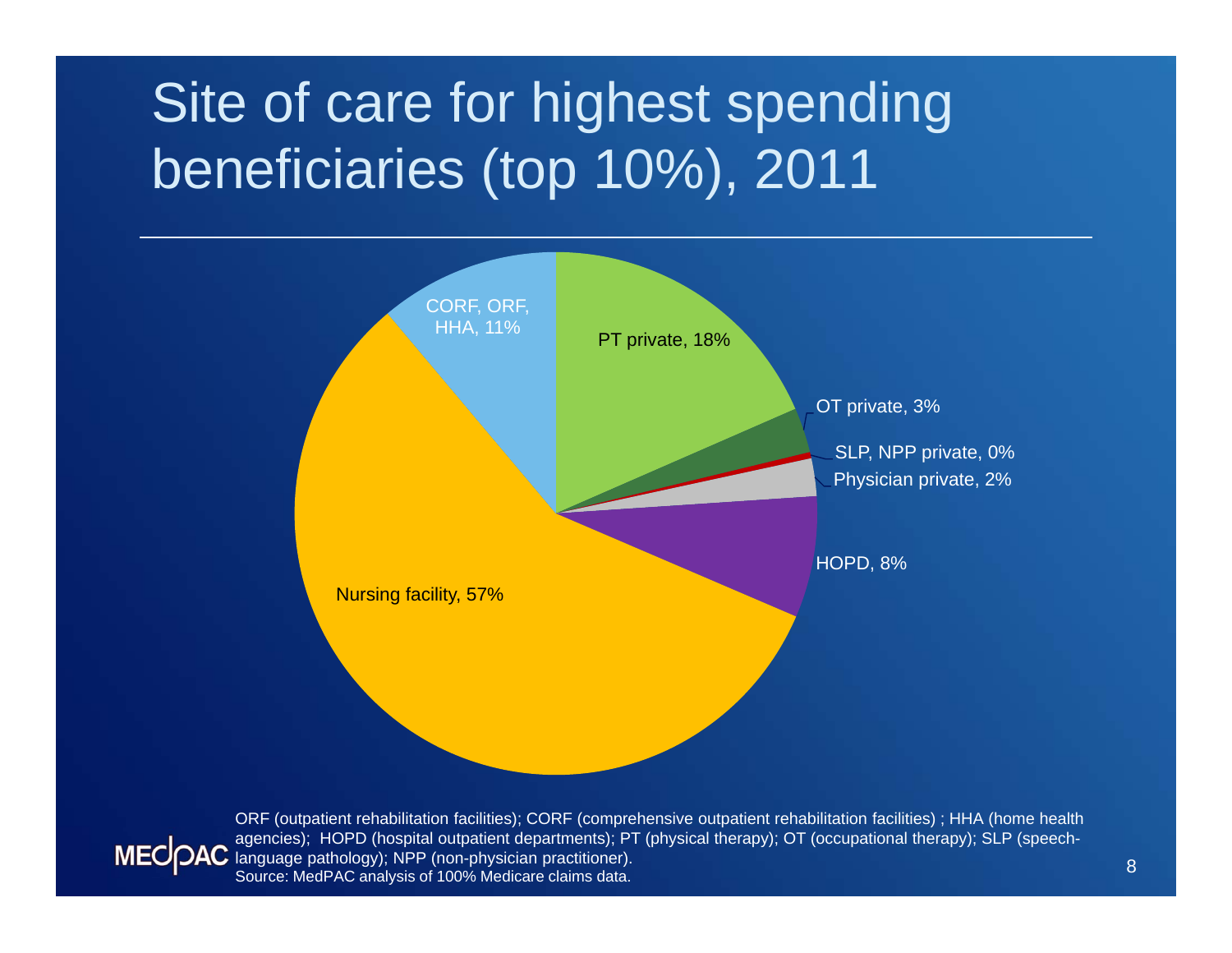# Site of care for highest spending beneficiaries (top 10%), 2011

- PT private, 18%
- OT private, 3%
- SLP, NPP private, 0%
- Physician private, 2%
- HOPD, 8%
- Nursing facility, 57%
- CORF, ORF, HHA, 11%

ORF (outpatient rehabilitation facilities); CORF (comprehensive outpatient rehabilitation facilities) ; HHA (home health agencies); HOPD (hospital outpatient departments); PT (physical therapy); OT (occupational therapy); SLP (speech-language pathology); NPP (non-physician practitioner).
Source: MedPAC analysis of 100% Medicare claims data.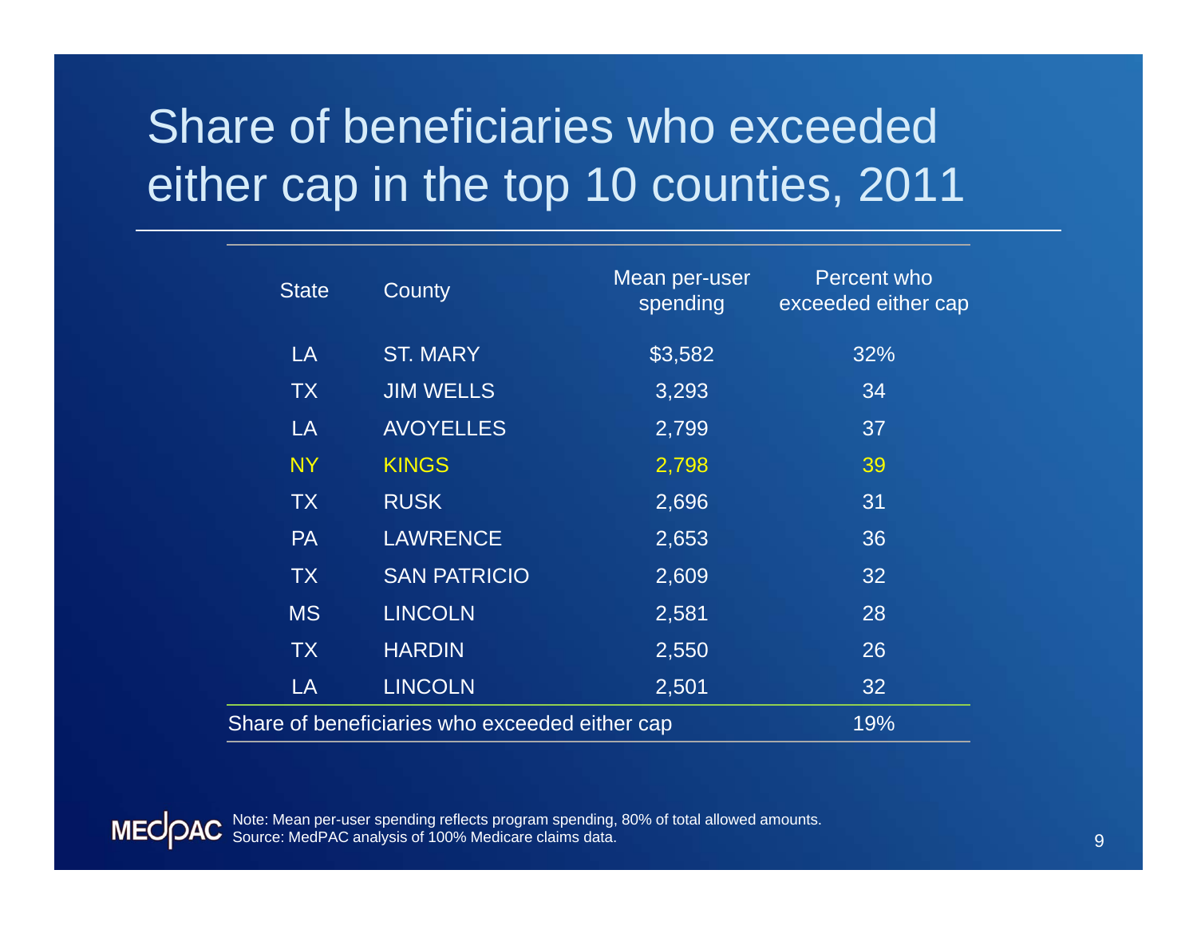# Share of beneficiaries who exceeded either cap in the top 10 counties, 2011

| State | County | Mean per-user spending | Percent who exceeded either cap |
|---|---|---|---|
| LA | ST. MARY | $3,582 | 32% |
| TX | JIM WELLS | 3,293 | 34 |
| LA | AVOYELLES | 2,799 | 37 |
| NY | KINGS | 2,798 | 39 |
| TX | RUSK | 2,696 | 31 |
| PA | LAWRENCE | 2,653 | 36 |
| TX | SAN PATRICIO | 2,609 | 32 |
| MS | LINCOLN | 2,581 | 28 |
| TX | HARDIN | 2,550 | 26 |
| LA | LINCOLN | 2,501 | 32 |
| Share of beneficiaries who exceeded either cap | | | 19% |

Note: Mean per-user spending reflects program spending, 80% of total allowed amounts.
Source: MedPAC analysis of 100% Medicare claims data.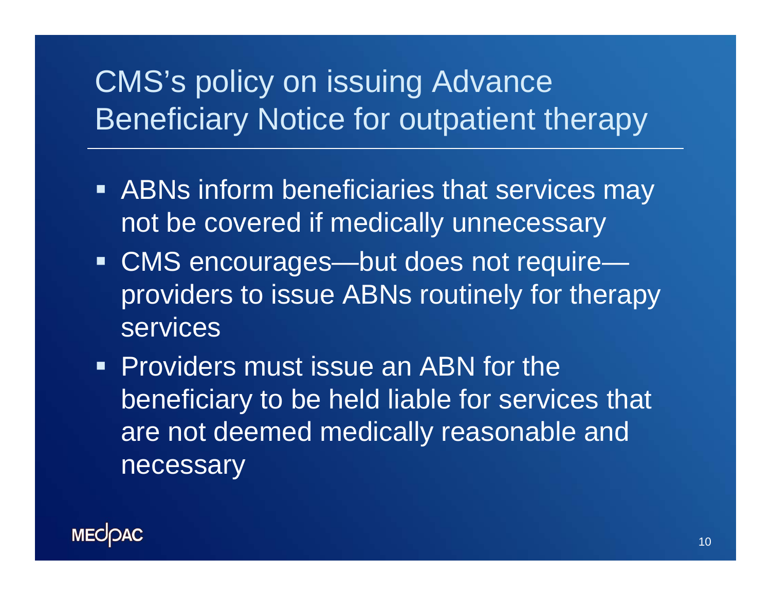# CMS's policy on issuing Advance Beneficiary Notice for outpatient therapy

- ABNs inform beneficiaries that services may not be covered if medically unnecessary
- CMS encourages—but does not require—providers to issue ABNs routinely for therapy services
- Providers must issue an ABN for the beneficiary to be held liable for services that are not deemed medically reasonable and necessary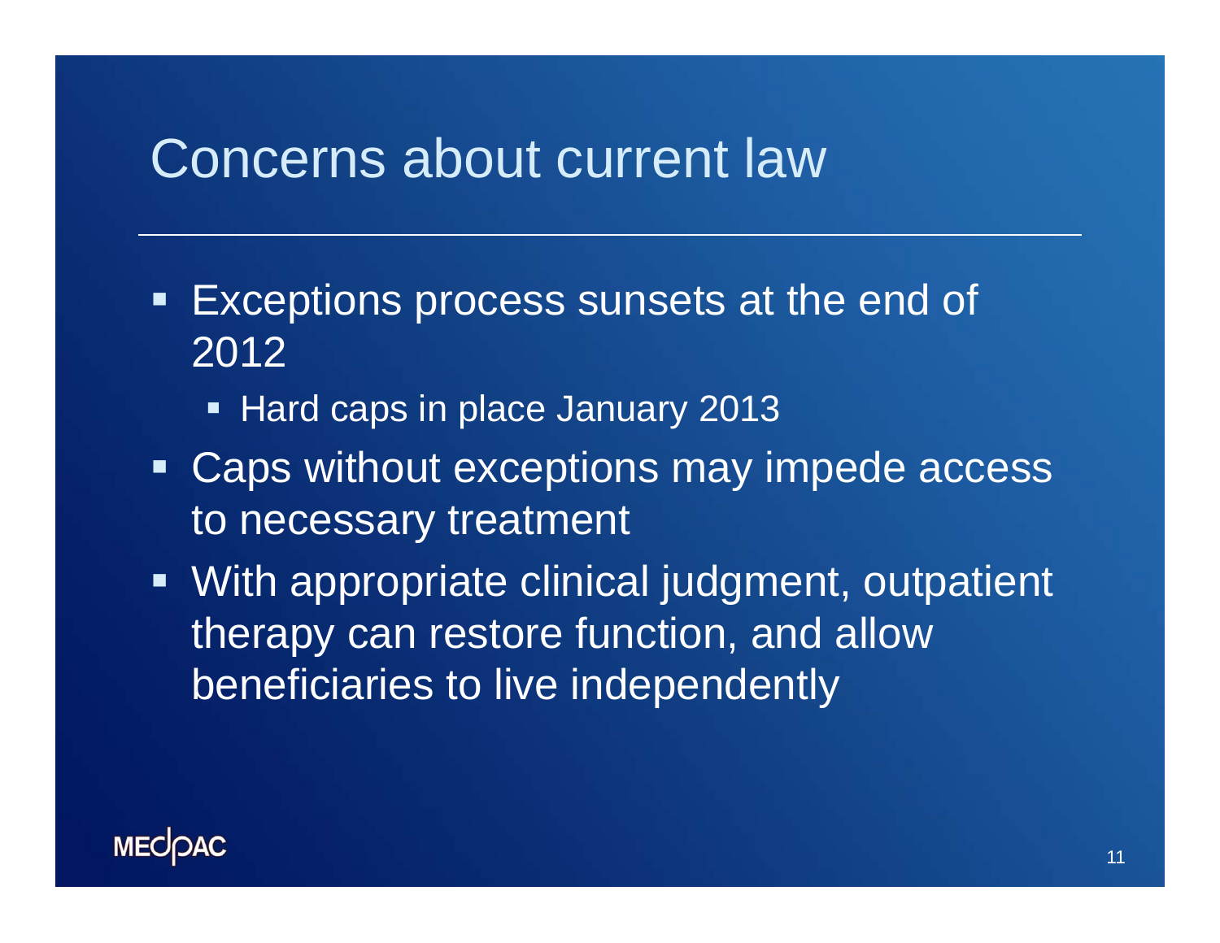# Concerns about current law

- Exceptions process sunsets at the end of 2012
  - Hard caps in place January 2013
- Caps without exceptions may impede access to necessary treatment
- With appropriate clinical judgment, outpatient therapy can restore function, and allow beneficiaries to live independently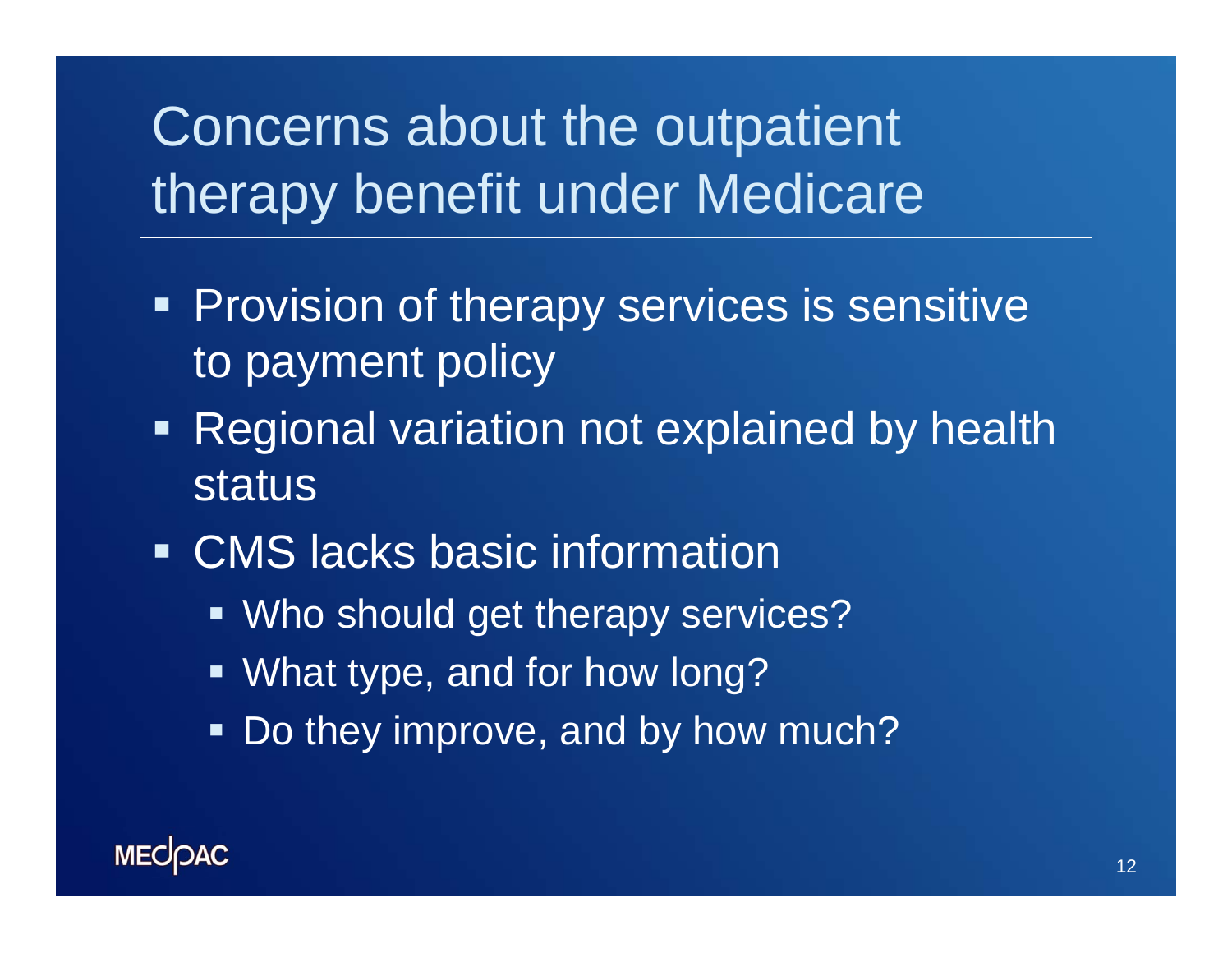# Concerns about the outpatient therapy benefit under Medicare

- Provision of therapy services is sensitive to payment policy
- Regional variation not explained by health status
- CMS lacks basic information
  - Who should get therapy services?
  - What type, and for how long?
  - Do they improve, and by how much?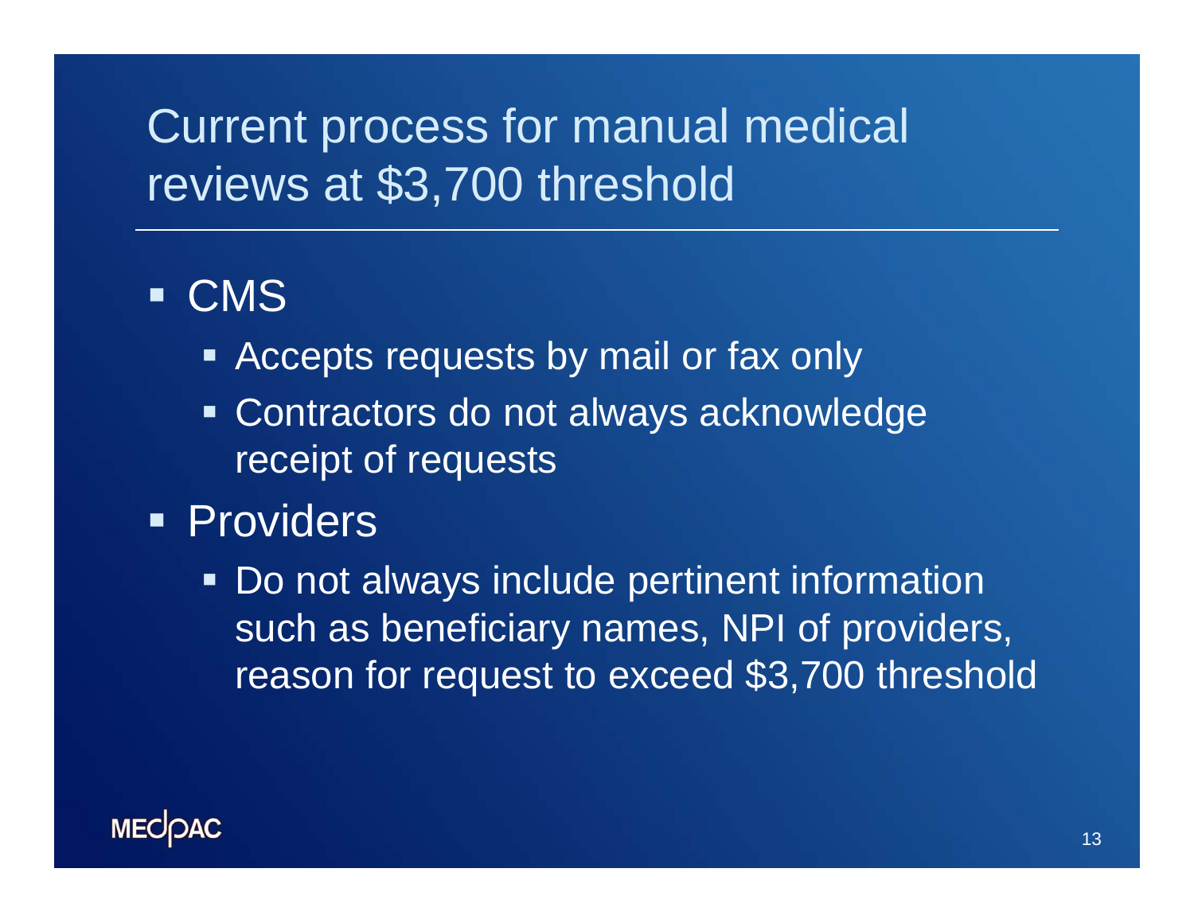# Current process for manual medical reviews at $3,700 threshold

- CMS
  - Accepts requests by mail or fax only
  - Contractors do not always acknowledge receipt of requests
- Providers
  - Do not always include pertinent information such as beneficiary names, NPI of providers, reason for request to exceed $3,700 threshold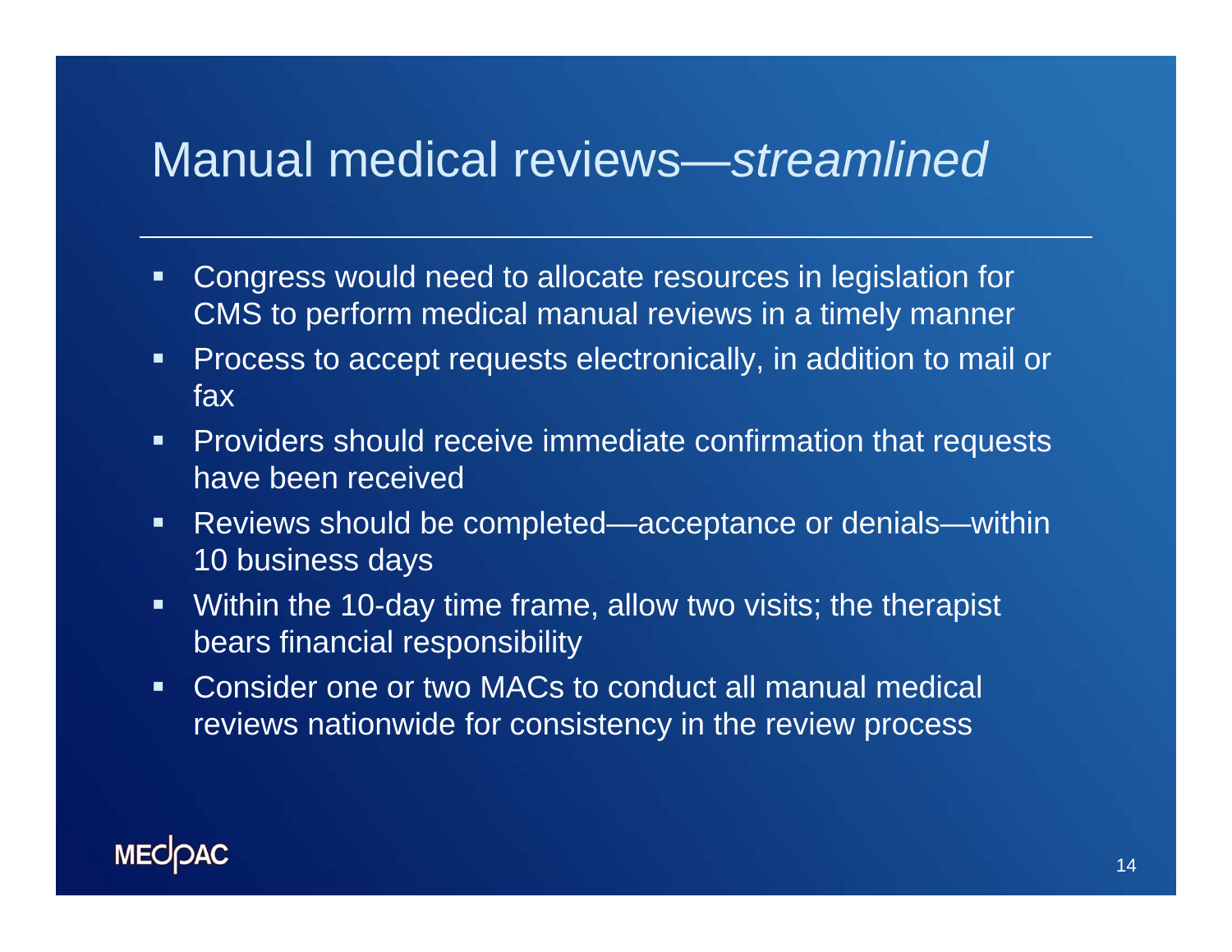# Manual medical reviews—*streamlined*

- Congress would need to allocate resources in legislation for CMS to perform medical manual reviews in a timely manner
- Process to accept requests electronically, in addition to mail or fax
- Providers should receive immediate confirmation that requests have been received
- Reviews should be completed—acceptance or denials—within 10 business days
- Within the 10-day time frame, allow two visits; the therapist bears financial responsibility
- Consider one or two MACs to conduct all manual medical reviews nationwide for consistency in the review process